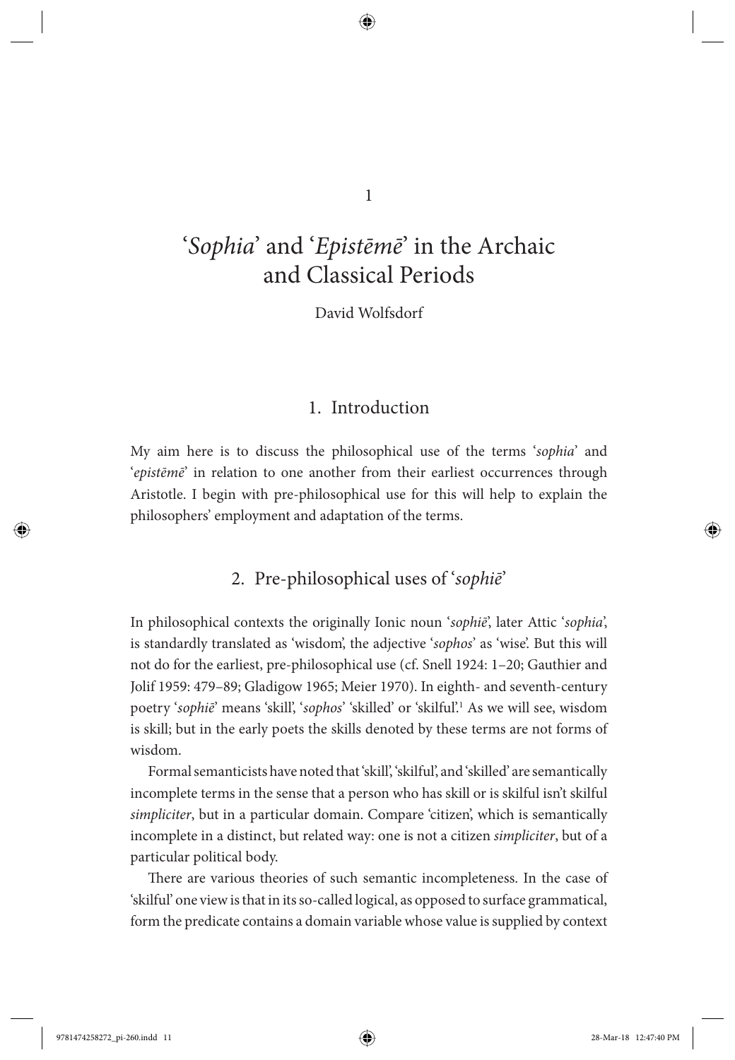# 1

# '*Sophia*' and '*Epistēmē*' in the Archaic and Classical Periods

David Wolfsdorf

## 1. Introduction

My aim here is to discuss the philosophical use of the terms '*sophia*' and '*epistēmē*' in relation to one another from their earliest occurrences through Aristotle. I begin with pre-philosophical use for this will help to explain the philosophers' employment and adaptation of the terms.

## 2. Pre-philosophical uses of '*sophiē*'

In philosophical contexts the originally Ionic noun '*sophiē*', later Attic '*sophia*', is standardly translated as 'wisdom', the adjective '*sophos*' as 'wise'. But this will not do for the earliest, pre-philosophical use (cf. Snell 1924: 1–20; Gauthier and Jolif 1959: 479–89; Gladigow 1965; Meier 1970). In eighth- and seventh-century poetry '*sophiē*' means 'skill', '*sophos*' 'skilled' or 'skilful'.[1] As we will see, wisdom is skill; but in the early poets the skills denoted by these terms are not forms of wisdom.

Formal semanticists have noted that 'skill', 'skilful', and 'skilled' are semantically incomplete terms in the sense that a person who has skill or is skilful isn't skilful *simpliciter*, but in a particular domain. Compare 'citizen', which is semantically incomplete in a distinct, but related way: one is not a citizen *simpliciter*, but of a particular political body.

There are various theories of such semantic incompleteness. In the case of 'skilful' one view is that in its so-called logical, as opposed to surface grammatical, form the predicate contains a domain variable whose value is supplied by context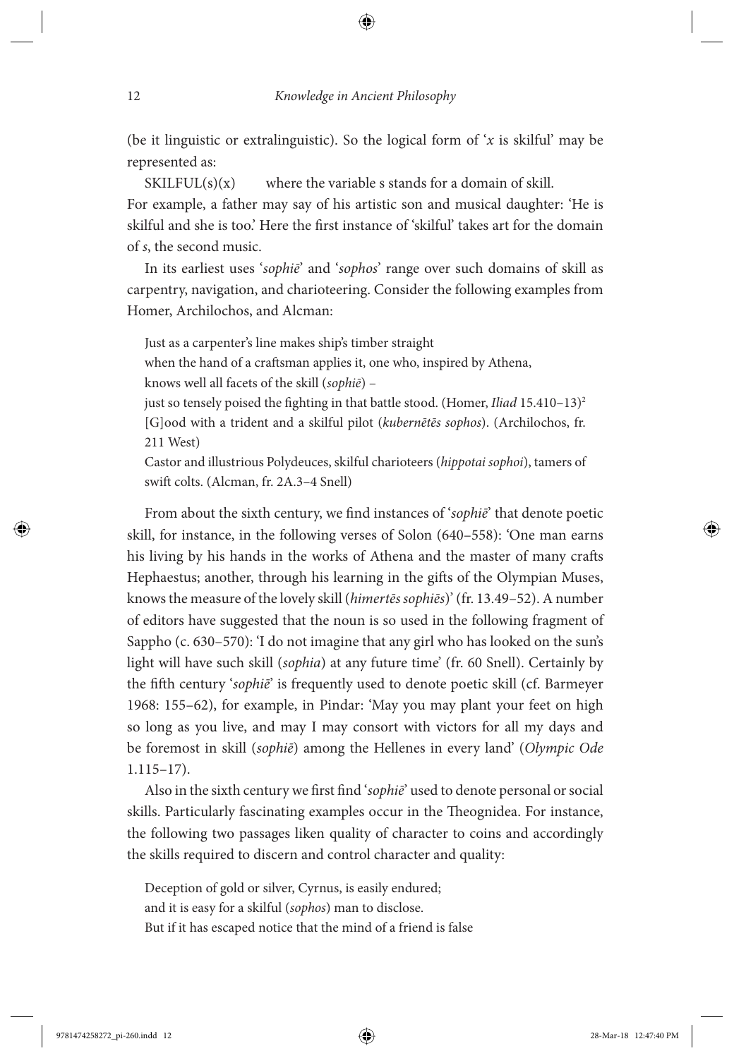(be it linguistic or extralinguistic). So the logical form of '*x* is skilful' may be represented as:

SKILFUL(s)(x) where the variable s stands for a domain of skill.

For example, a father may say of his artistic son and musical daughter: 'He is skilful and she is too.' Here the first instance of 'skilful' takes art for the domain of *s*, the second music.

In its earliest uses '*sophiē*' and '*sophos*' range over such domains of skill as carpentry, navigation, and charioteering. Consider the following examples from Homer, Archilochos, and Alcman:

> Just as a carpenter's line makes ship's timber straight
> when the hand of a craftsman applies it, one who, inspired by Athena,
> knows well all facets of the skill (*sophiē*) –
> just so tensely poised the fighting in that battle stood. (Homer, *Iliad* 15.410–13)[2]
>
> [G]ood with a trident and a skilful pilot (*kubernētēs sophos*). (Archilochos, fr. 211 West)
>
> Castor and illustrious Polydeuces, skilful charioteers (*hippotai sophoi*), tamers of swift colts. (Alcman, fr. 2A.3–4 Snell)

From about the sixth century, we find instances of '*sophiē*' that denote poetic skill, for instance, in the following verses of Solon (640–558): 'One man earns his living by his hands in the works of Athena and the master of many crafts Hephaestus; another, through his learning in the gifts of the Olympian Muses, knows the measure of the lovely skill (*himertēs sophiēs*)' (fr. 13.49–52). A number of editors have suggested that the noun is so used in the following fragment of Sappho (c. 630–570): 'I do not imagine that any girl who has looked on the sun's light will have such skill (*sophia*) at any future time' (fr. 60 Snell). Certainly by the fifth century '*sophiē*' is frequently used to denote poetic skill (cf. Barmeyer 1968: 155–62), for example, in Pindar: 'May you may plant your feet on high so long as you live, and may I may consort with victors for all my days and be foremost in skill (*sophiē*) among the Hellenes in every land' (*Olympic Ode* 1.115–17).

Also in the sixth century we first find '*sophiē*' used to denote personal or social skills. Particularly fascinating examples occur in the Theognidea. For instance, the following two passages liken quality of character to coins and accordingly the skills required to discern and control character and quality:

> Deception of gold or silver, Cyrnus, is easily endured;
> and it is easy for a skilful (*sophos*) man to disclose.
> But if it has escaped notice that the mind of a friend is false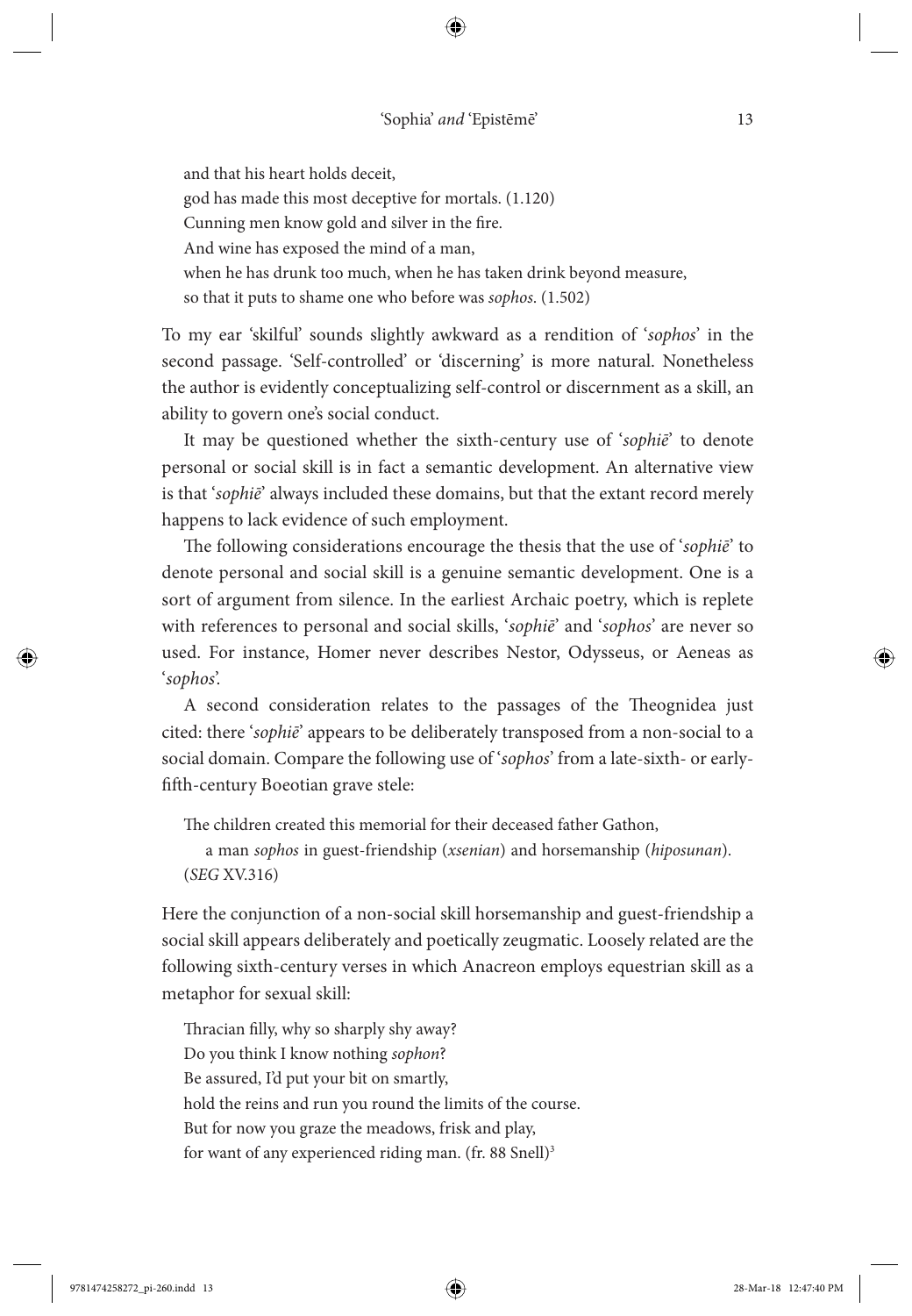and that his heart holds deceit,  
god has made this most deceptive for mortals. (1.120)  
Cunning men know gold and silver in the fire.  
And wine has exposed the mind of a man,  
when he has drunk too much, when he has taken drink beyond measure,  
so that it puts to shame one who before was *sophos*. (1.502)

To my ear 'skilful' sounds slightly awkward as a rendition of '*sophos*' in the second passage. 'Self-controlled' or 'discerning' is more natural. Nonetheless the author is evidently conceptualizing self-control or discernment as a skill, an ability to govern one's social conduct.

It may be questioned whether the sixth-century use of '*sophiē*' to denote personal or social skill is in fact a semantic development. An alternative view is that '*sophiē*' always included these domains, but that the extant record merely happens to lack evidence of such employment.

The following considerations encourage the thesis that the use of '*sophiē*' to denote personal and social skill is a genuine semantic development. One is a sort of argument from silence. In the earliest Archaic poetry, which is replete with references to personal and social skills, '*sophiē*' and '*sophos*' are never so used. For instance, Homer never describes Nestor, Odysseus, or Aeneas as '*sophos*'.

A second consideration relates to the passages of the Theognidea just cited: there '*sophiē*' appears to be deliberately transposed from a non-social to a social domain. Compare the following use of '*sophos*' from a late-sixth- or early-fifth-century Boeotian grave stele:

> The children created this memorial for their deceased father Gathon,  
> a man *sophos* in guest-friendship (*xsenian*) and horsemanship (*hiposunan*).  
> (*SEG* XV.316)

Here the conjunction of a non-social skill horsemanship and guest-friendship a social skill appears deliberately and poetically zeugmatic. Loosely related are the following sixth-century verses in which Anacreon employs equestrian skill as a metaphor for sexual skill:

> Thracian filly, why so sharply shy away?  
> Do you think I know nothing *sophon*?  
> Be assured, I'd put your bit on smartly,  
> hold the reins and run you round the limits of the course.  
> But for now you graze the meadows, frisk and play,  
> for want of any experienced riding man. (fr. 88 Snell)[3]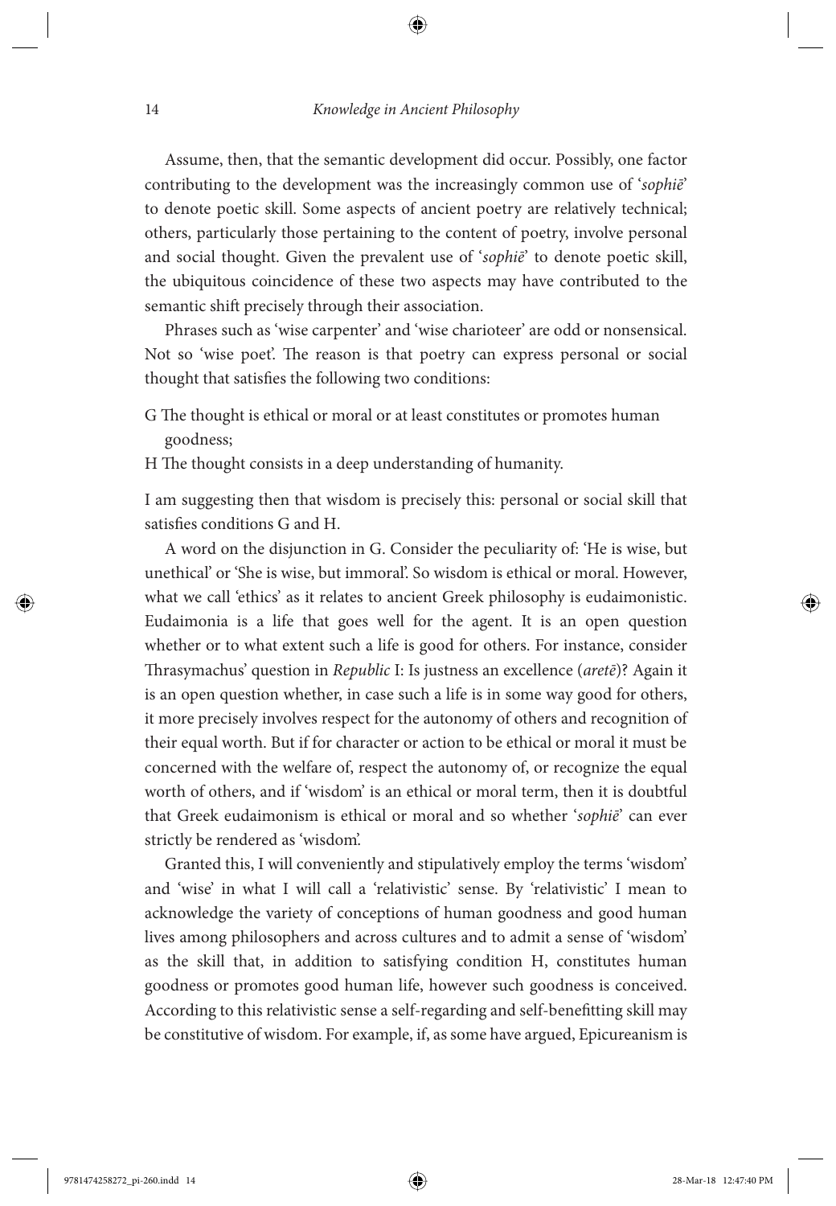Assume, then, that the semantic development did occur. Possibly, one factor contributing to the development was the increasingly common use of '*sophiē*' to denote poetic skill. Some aspects of ancient poetry are relatively technical; others, particularly those pertaining to the content of poetry, involve personal and social thought. Given the prevalent use of '*sophiē*' to denote poetic skill, the ubiquitous coincidence of these two aspects may have contributed to the semantic shift precisely through their association.

Phrases such as 'wise carpenter' and 'wise charioteer' are odd or nonsensical. Not so 'wise poet'. The reason is that poetry can express personal or social thought that satisfies the following two conditions:

G The thought is ethical or moral or at least constitutes or promotes human goodness;

H The thought consists in a deep understanding of humanity.

I am suggesting then that wisdom is precisely this: personal or social skill that satisfies conditions G and H.

A word on the disjunction in G. Consider the peculiarity of: 'He is wise, but unethical' or 'She is wise, but immoral'. So wisdom is ethical or moral. However, what we call 'ethics' as it relates to ancient Greek philosophy is eudaimonistic. Eudaimonia is a life that goes well for the agent. It is an open question whether or to what extent such a life is good for others. For instance, consider Thrasymachus' question in *Republic* I: Is justness an excellence (*aretē*)? Again it is an open question whether, in case such a life is in some way good for others, it more precisely involves respect for the autonomy of others and recognition of their equal worth. But if for character or action to be ethical or moral it must be concerned with the welfare of, respect the autonomy of, or recognize the equal worth of others, and if 'wisdom' is an ethical or moral term, then it is doubtful that Greek eudaimonism is ethical or moral and so whether '*sophiē*' can ever strictly be rendered as 'wisdom'.

Granted this, I will conveniently and stipulatively employ the terms 'wisdom' and 'wise' in what I will call a 'relativistic' sense. By 'relativistic' I mean to acknowledge the variety of conceptions of human goodness and good human lives among philosophers and across cultures and to admit a sense of 'wisdom' as the skill that, in addition to satisfying condition H, constitutes human goodness or promotes good human life, however such goodness is conceived. According to this relativistic sense a self-regarding and self-benefitting skill may be constitutive of wisdom. For example, if, as some have argued, Epicureanism is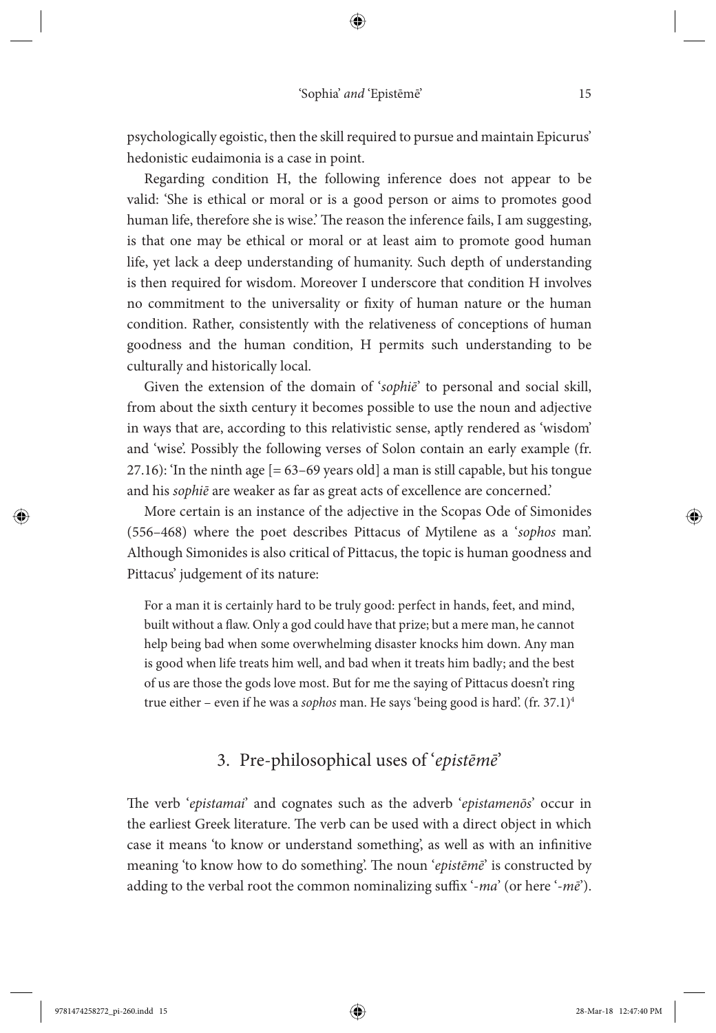psychologically egoistic, then the skill required to pursue and maintain Epicurus' hedonistic eudaimonia is a case in point.

Regarding condition H, the following inference does not appear to be valid: 'She is ethical or moral or is a good person or aims to promotes good human life, therefore she is wise.' The reason the inference fails, I am suggesting, is that one may be ethical or moral or at least aim to promote good human life, yet lack a deep understanding of humanity. Such depth of understanding is then required for wisdom. Moreover I underscore that condition H involves no commitment to the universality or fixity of human nature or the human condition. Rather, consistently with the relativeness of conceptions of human goodness and the human condition, H permits such understanding to be culturally and historically local.

Given the extension of the domain of '*sophiē*' to personal and social skill, from about the sixth century it becomes possible to use the noun and adjective in ways that are, according to this relativistic sense, aptly rendered as 'wisdom' and 'wise'. Possibly the following verses of Solon contain an early example (fr. 27.16): 'In the ninth age [= 63–69 years old] a man is still capable, but his tongue and his *sophiē* are weaker as far as great acts of excellence are concerned.'

More certain is an instance of the adjective in the Scopas Ode of Simonides (556–468) where the poet describes Pittacus of Mytilene as a '*sophos* man'. Although Simonides is also critical of Pittacus, the topic is human goodness and Pittacus' judgement of its nature:

> For a man it is certainly hard to be truly good: perfect in hands, feet, and mind, built without a flaw. Only a god could have that prize; but a mere man, he cannot help being bad when some overwhelming disaster knocks him down. Any man is good when life treats him well, and bad when it treats him badly; and the best of us are those the gods love most. But for me the saying of Pittacus doesn't ring true either – even if he was a *sophos* man. He says 'being good is hard'. (fr. 37.1)[4]

## 3. Pre-philosophical uses of '*epistēmē*'

The verb '*epistamai*' and cognates such as the adverb '*epistamenōs*' occur in the earliest Greek literature. The verb can be used with a direct object in which case it means 'to know or understand something', as well as with an infinitive meaning 'to know how to do something'. The noun '*epistēmē*' is constructed by adding to the verbal root the common nominalizing suffix '*-ma*' (or here '*-mē*').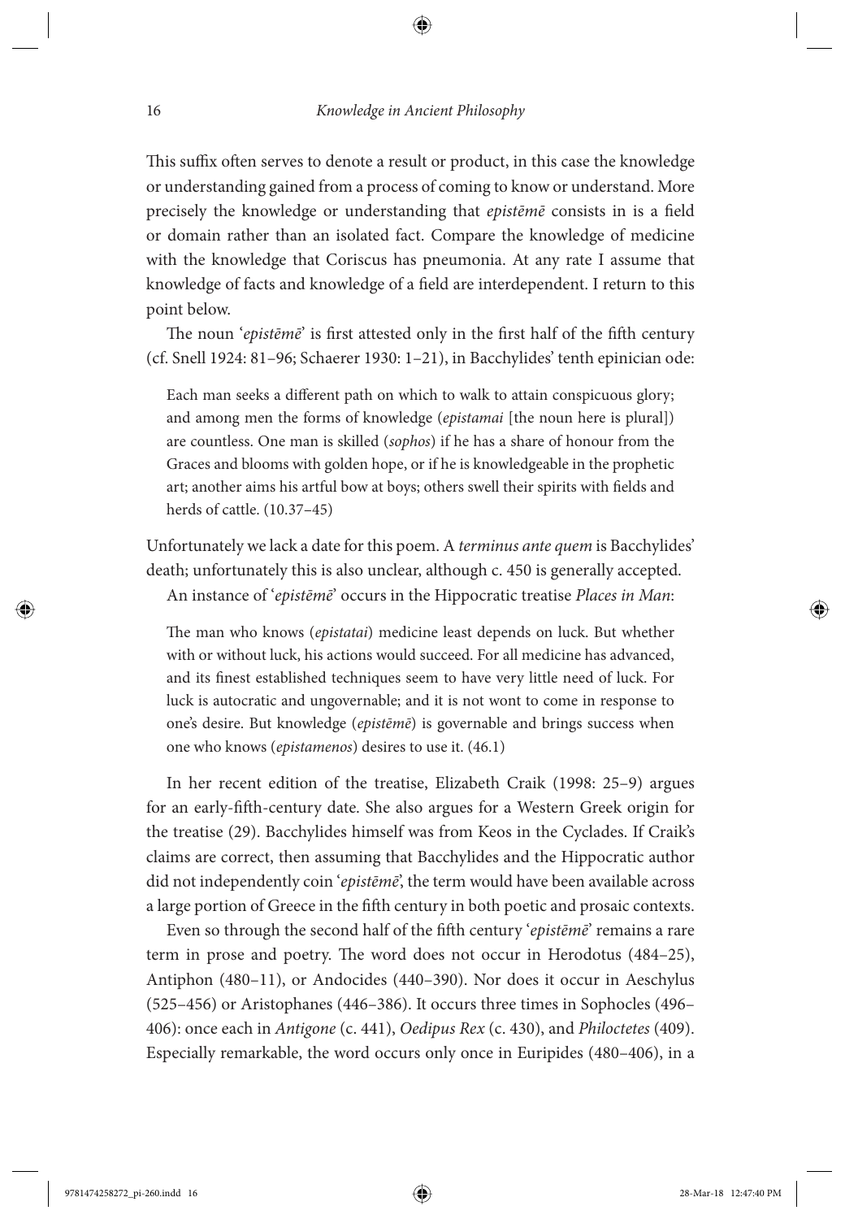This suffix often serves to denote a result or product, in this case the knowledge or understanding gained from a process of coming to know or understand. More precisely the knowledge or understanding that *epistēmē* consists in is a field or domain rather than an isolated fact. Compare the knowledge of medicine with the knowledge that Coriscus has pneumonia. At any rate I assume that knowledge of facts and knowledge of a field are interdependent. I return to this point below.

The noun '*epistēmē*' is first attested only in the first half of the fifth century (cf. Snell 1924: 81–96; Schaerer 1930: 1–21), in Bacchylides' tenth epinician ode:

> Each man seeks a different path on which to walk to attain conspicuous glory; and among men the forms of knowledge (*epistamai* [the noun here is plural]) are countless. One man is skilled (*sophos*) if he has a share of honour from the Graces and blooms with golden hope, or if he is knowledgeable in the prophetic art; another aims his artful bow at boys; others swell their spirits with fields and herds of cattle. (10.37–45)

Unfortunately we lack a date for this poem. A *terminus ante quem* is Bacchylides' death; unfortunately this is also unclear, although c. 450 is generally accepted.

An instance of '*epistēmē*' occurs in the Hippocratic treatise *Places in Man*:

> The man who knows (*epistatai*) medicine least depends on luck. But whether with or without luck, his actions would succeed. For all medicine has advanced, and its finest established techniques seem to have very little need of luck. For luck is autocratic and ungovernable; and it is not wont to come in response to one's desire. But knowledge (*epistēmē*) is governable and brings success when one who knows (*epistamenos*) desires to use it. (46.1)

In her recent edition of the treatise, Elizabeth Craik (1998: 25–9) argues for an early-fifth-century date. She also argues for a Western Greek origin for the treatise (29). Bacchylides himself was from Keos in the Cyclades. If Craik's claims are correct, then assuming that Bacchylides and the Hippocratic author did not independently coin '*epistēmē*', the term would have been available across a large portion of Greece in the fifth century in both poetic and prosaic contexts.

Even so through the second half of the fifth century '*epistēmē*' remains a rare term in prose and poetry. The word does not occur in Herodotus (484–25), Antiphon (480–11), or Andocides (440–390). Nor does it occur in Aeschylus (525–456) or Aristophanes (446–386). It occurs three times in Sophocles (496–406): once each in *Antigone* (c. 441), *Oedipus Rex* (c. 430), and *Philoctetes* (409). Especially remarkable, the word occurs only once in Euripides (480–406), in a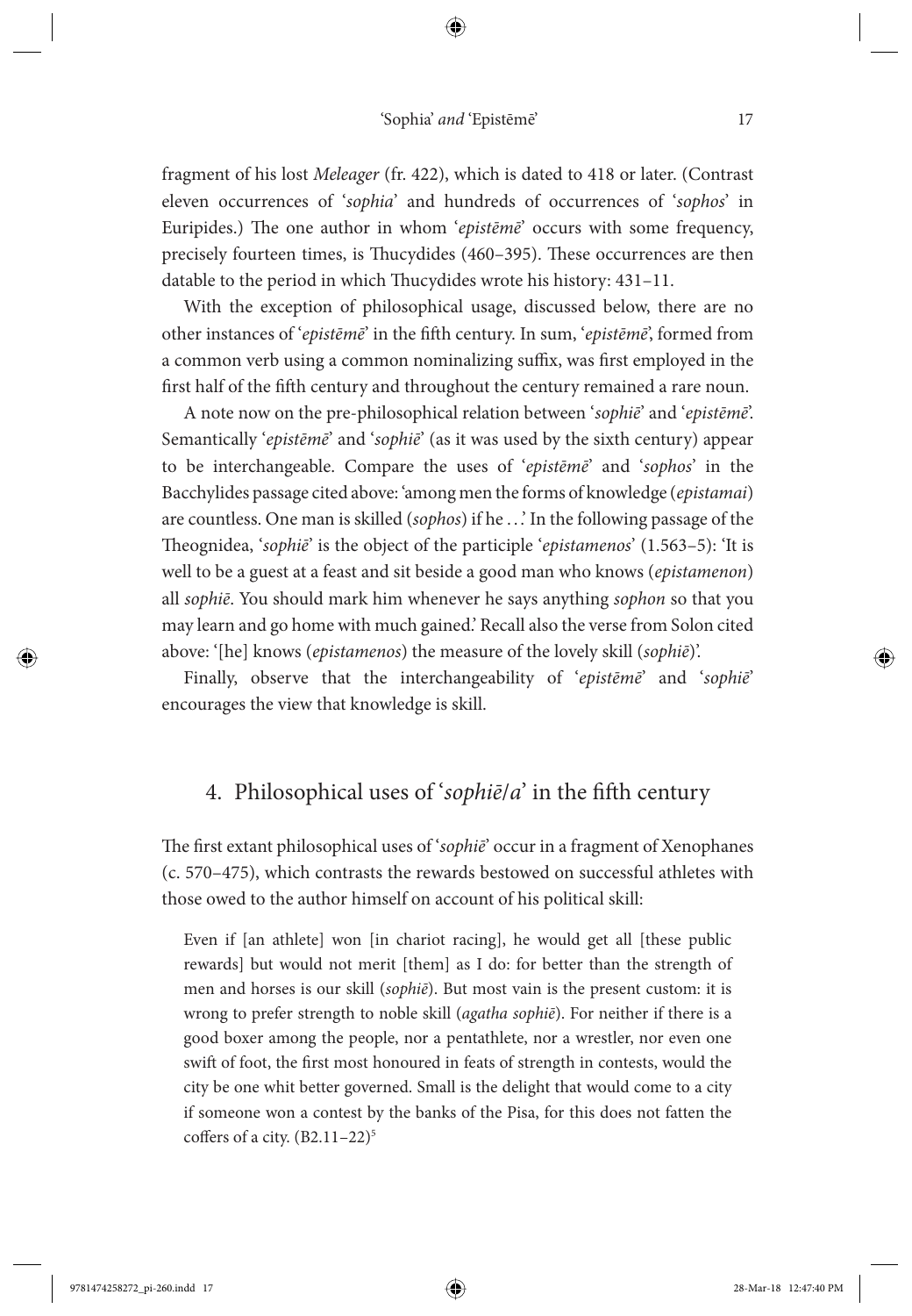fragment of his lost *Meleager* (fr. 422), which is dated to 418 or later. (Contrast eleven occurrences of '*sophia*' and hundreds of occurrences of '*sophos*' in Euripides.) The one author in whom '*epistēmē*' occurs with some frequency, precisely fourteen times, is Thucydides (460–395). These occurrences are then datable to the period in which Thucydides wrote his history: 431–11.

With the exception of philosophical usage, discussed below, there are no other instances of '*epistēmē*' in the fifth century. In sum, '*epistēmē*', formed from a common verb using a common nominalizing suffix, was first employed in the first half of the fifth century and throughout the century remained a rare noun.

A note now on the pre-philosophical relation between '*sophiē*' and '*epistēmē*'. Semantically '*epistēmē*' and '*sophiē*' (as it was used by the sixth century) appear to be interchangeable. Compare the uses of '*epistēmē*' and '*sophos*' in the Bacchylides passage cited above: 'among men the forms of knowledge (*epistamai*) are countless. One man is skilled (*sophos*) if he . . .' In the following passage of the Theognidea, '*sophiē*' is the object of the participle '*epistamenos*' (1.563–5): 'It is well to be a guest at a feast and sit beside a good man who knows (*epistamenon*) all *sophiē*. You should mark him whenever he says anything *sophon* so that you may learn and go home with much gained.' Recall also the verse from Solon cited above: '[he] knows (*epistamenos*) the measure of the lovely skill (*sophiē*)'.

Finally, observe that the interchangeability of '*epistēmē*' and '*sophiē*' encourages the view that knowledge is skill.

## 4. Philosophical uses of '*sophiē/a*' in the fifth century

The first extant philosophical uses of '*sophiē*' occur in a fragment of Xenophanes (c. 570–475), which contrasts the rewards bestowed on successful athletes with those owed to the author himself on account of his political skill:

> Even if [an athlete] won [in chariot racing], he would get all [these public rewards] but would not merit [them] as I do: for better than the strength of men and horses is our skill (*sophiē*). But most vain is the present custom: it is wrong to prefer strength to noble skill (*agatha sophiē*). For neither if there is a good boxer among the people, nor a pentathlete, nor a wrestler, nor even one swift of foot, the first most honoured in feats of strength in contests, would the city be one whit better governed. Small is the delight that would come to a city if someone won a contest by the banks of the Pisa, for this does not fatten the coffers of a city. (B2.11–22)[5]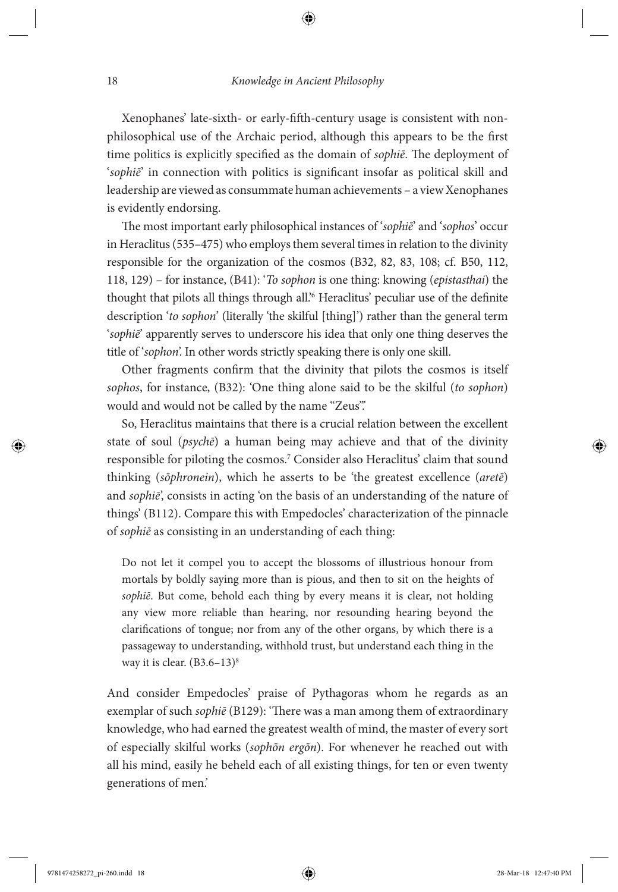Xenophanes' late-sixth- or early-fifth-century usage is consistent with non-philosophical use of the Archaic period, although this appears to be the first time politics is explicitly specified as the domain of *sophiē*. The deployment of '*sophiē*' in connection with politics is significant insofar as political skill and leadership are viewed as consummate human achievements – a view Xenophanes is evidently endorsing.

The most important early philosophical instances of '*sophiē*' and '*sophos*' occur in Heraclitus (535–475) who employs them several times in relation to the divinity responsible for the organization of the cosmos (B32, 82, 83, 108; cf. B50, 112, 118, 129) – for instance, (B41): '*To sophon* is one thing: knowing (*epistasthai*) the thought that pilots all things through all.'[6] Heraclitus' peculiar use of the definite description '*to sophon*' (literally 'the skilful [thing]') rather than the general term '*sophiē*' apparently serves to underscore his idea that only one thing deserves the title of '*sophon*'. In other words strictly speaking there is only one skill.

Other fragments confirm that the divinity that pilots the cosmos is itself *sophos*, for instance, (B32): 'One thing alone said to be the skilful (*to sophon*) would and would not be called by the name "Zeus"'.

So, Heraclitus maintains that there is a crucial relation between the excellent state of soul (*psychē*) a human being may achieve and that of the divinity responsible for piloting the cosmos.[7] Consider also Heraclitus' claim that sound thinking (*sōphronein*), which he asserts to be 'the greatest excellence (*aretē*) and *sophiē*', consists in acting 'on the basis of an understanding of the nature of things' (B112). Compare this with Empedocles' characterization of the pinnacle of *sophiē* as consisting in an understanding of each thing:

> Do not let it compel you to accept the blossoms of illustrious honour from mortals by boldly saying more than is pious, and then to sit on the heights of *sophiē*. But come, behold each thing by every means it is clear, not holding any view more reliable than hearing, nor resounding hearing beyond the clarifications of tongue; nor from any of the other organs, by which there is a passageway to understanding, withhold trust, but understand each thing in the way it is clear. (B3.6–13)[8]

And consider Empedocles' praise of Pythagoras whom he regards as an exemplar of such *sophiē* (B129): 'There was a man among them of extraordinary knowledge, who had earned the greatest wealth of mind, the master of every sort of especially skilful works (*sophōn ergōn*). For whenever he reached out with all his mind, easily he beheld each of all existing things, for ten or even twenty generations of men.'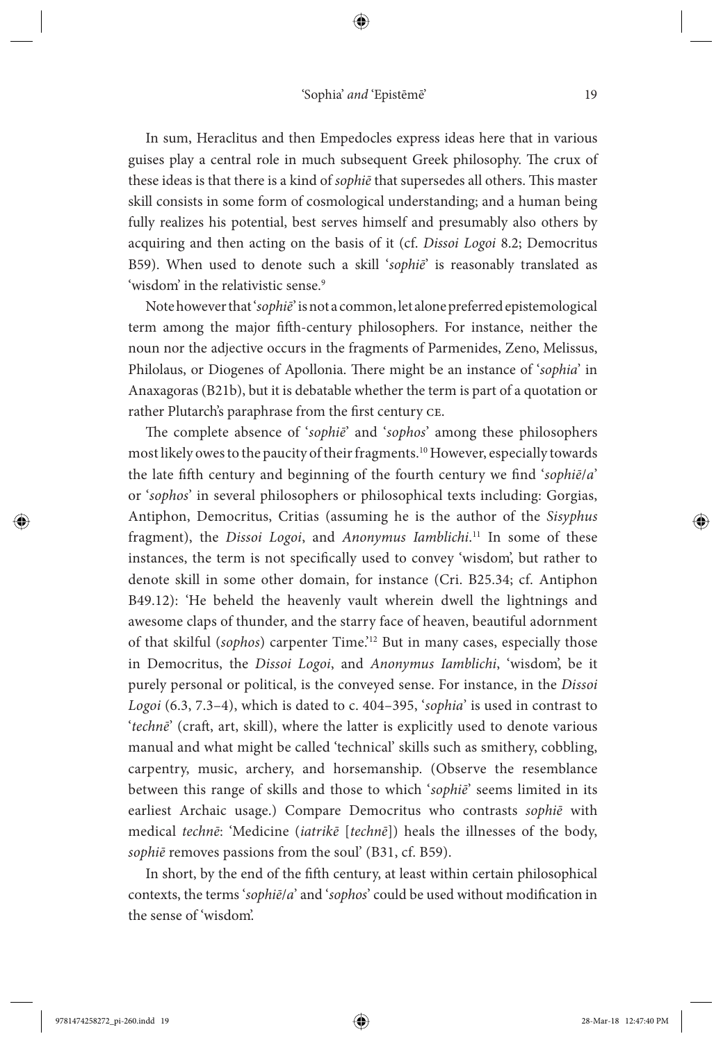In sum, Heraclitus and then Empedocles express ideas here that in various guises play a central role in much subsequent Greek philosophy. The crux of these ideas is that there is a kind of *sophiē* that supersedes all others. This master skill consists in some form of cosmological understanding; and a human being fully realizes his potential, best serves himself and presumably also others by acquiring and then acting on the basis of it (cf. *Dissoi Logoi* 8.2; Democritus B59). When used to denote such a skill '*sophiē*' is reasonably translated as 'wisdom' in the relativistic sense.[9]

Note however that '*sophiē*' is not a common, let alone preferred epistemological term among the major fifth-century philosophers. For instance, neither the noun nor the adjective occurs in the fragments of Parmenides, Zeno, Melissus, Philolaus, or Diogenes of Apollonia. There might be an instance of '*sophia*' in Anaxagoras (B21b), but it is debatable whether the term is part of a quotation or rather Plutarch's paraphrase from the first century CE.

The complete absence of '*sophiē*' and '*sophos*' among these philosophers most likely owes to the paucity of their fragments.[10] However, especially towards the late fifth century and beginning of the fourth century we find '*sophiē/a*' or '*sophos*' in several philosophers or philosophical texts including: Gorgias, Antiphon, Democritus, Critias (assuming he is the author of the *Sisyphus* fragment), the *Dissoi Logoi*, and *Anonymus Iamblichi*.[11] In some of these instances, the term is not specifically used to convey 'wisdom', but rather to denote skill in some other domain, for instance (Cri. B25.34; cf. Antiphon B49.12): 'He beheld the heavenly vault wherein dwell the lightnings and awesome claps of thunder, and the starry face of heaven, beautiful adornment of that skilful (*sophos*) carpenter Time.'[12] But in many cases, especially those in Democritus, the *Dissoi Logoi*, and *Anonymus Iamblichi*, 'wisdom', be it purely personal or political, is the conveyed sense. For instance, in the *Dissoi Logoi* (6.3, 7.3–4), which is dated to c. 404–395, '*sophia*' is used in contrast to '*technē*' (craft, art, skill), where the latter is explicitly used to denote various manual and what might be called 'technical' skills such as smithery, cobbling, carpentry, music, archery, and horsemanship. (Observe the resemblance between this range of skills and those to which '*sophiē*' seems limited in its earliest Archaic usage.) Compare Democritus who contrasts *sophiē* with medical *technē*: 'Medicine (*iatrikē* [*technē*]) heals the illnesses of the body, *sophiē* removes passions from the soul' (B31, cf. B59).

In short, by the end of the fifth century, at least within certain philosophical contexts, the terms '*sophiē/a*' and '*sophos*' could be used without modification in the sense of 'wisdom'.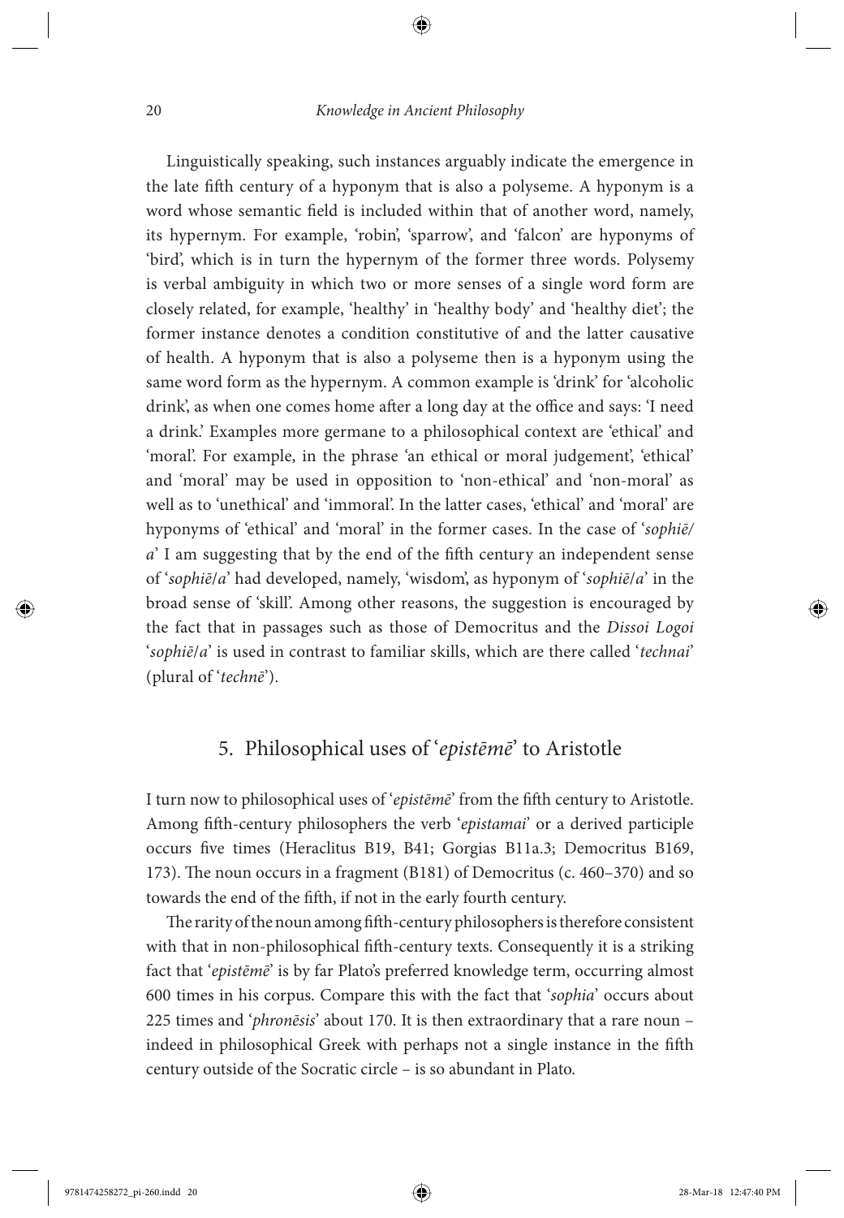Linguistically speaking, such instances arguably indicate the emergence in the late fifth century of a hyponym that is also a polyseme. A hyponym is a word whose semantic field is included within that of another word, namely, its hypernym. For example, 'robin', 'sparrow', and 'falcon' are hyponyms of 'bird', which is in turn the hypernym of the former three words. Polysemy is verbal ambiguity in which two or more senses of a single word form are closely related, for example, 'healthy' in 'healthy body' and 'healthy diet'; the former instance denotes a condition constitutive of and the latter causative of health. A hyponym that is also a polyseme then is a hyponym using the same word form as the hypernym. A common example is 'drink' for 'alcoholic drink', as when one comes home after a long day at the office and says: 'I need a drink.' Examples more germane to a philosophical context are 'ethical' and 'moral'. For example, in the phrase 'an ethical or moral judgement', 'ethical' and 'moral' may be used in opposition to 'non-ethical' and 'non-moral' as well as to 'unethical' and 'immoral'. In the latter cases, 'ethical' and 'moral' are hyponyms of 'ethical' and 'moral' in the former cases. In the case of '*sophiē/a*' I am suggesting that by the end of the fifth century an independent sense of '*sophiē/a*' had developed, namely, 'wisdom', as hyponym of '*sophiē/a*' in the broad sense of 'skill'. Among other reasons, the suggestion is encouraged by the fact that in passages such as those of Democritus and the *Dissoi Logoi* '*sophiē/a*' is used in contrast to familiar skills, which are there called '*technai*' (plural of '*technē*').

## 5. Philosophical uses of '*epistēmē*' to Aristotle

I turn now to philosophical uses of '*epistēmē*' from the fifth century to Aristotle. Among fifth-century philosophers the verb '*epistamai*' or a derived participle occurs five times (Heraclitus B19, B41; Gorgias B11a.3; Democritus B169, 173). The noun occurs in a fragment (B181) of Democritus (c. 460–370) and so towards the end of the fifth, if not in the early fourth century.

The rarity of the noun among fifth-century philosophers is therefore consistent with that in non-philosophical fifth-century texts. Consequently it is a striking fact that '*epistēmē*' is by far Plato's preferred knowledge term, occurring almost 600 times in his corpus. Compare this with the fact that '*sophia*' occurs about 225 times and '*phronēsis*' about 170. It is then extraordinary that a rare noun – indeed in philosophical Greek with perhaps not a single instance in the fifth century outside of the Socratic circle – is so abundant in Plato.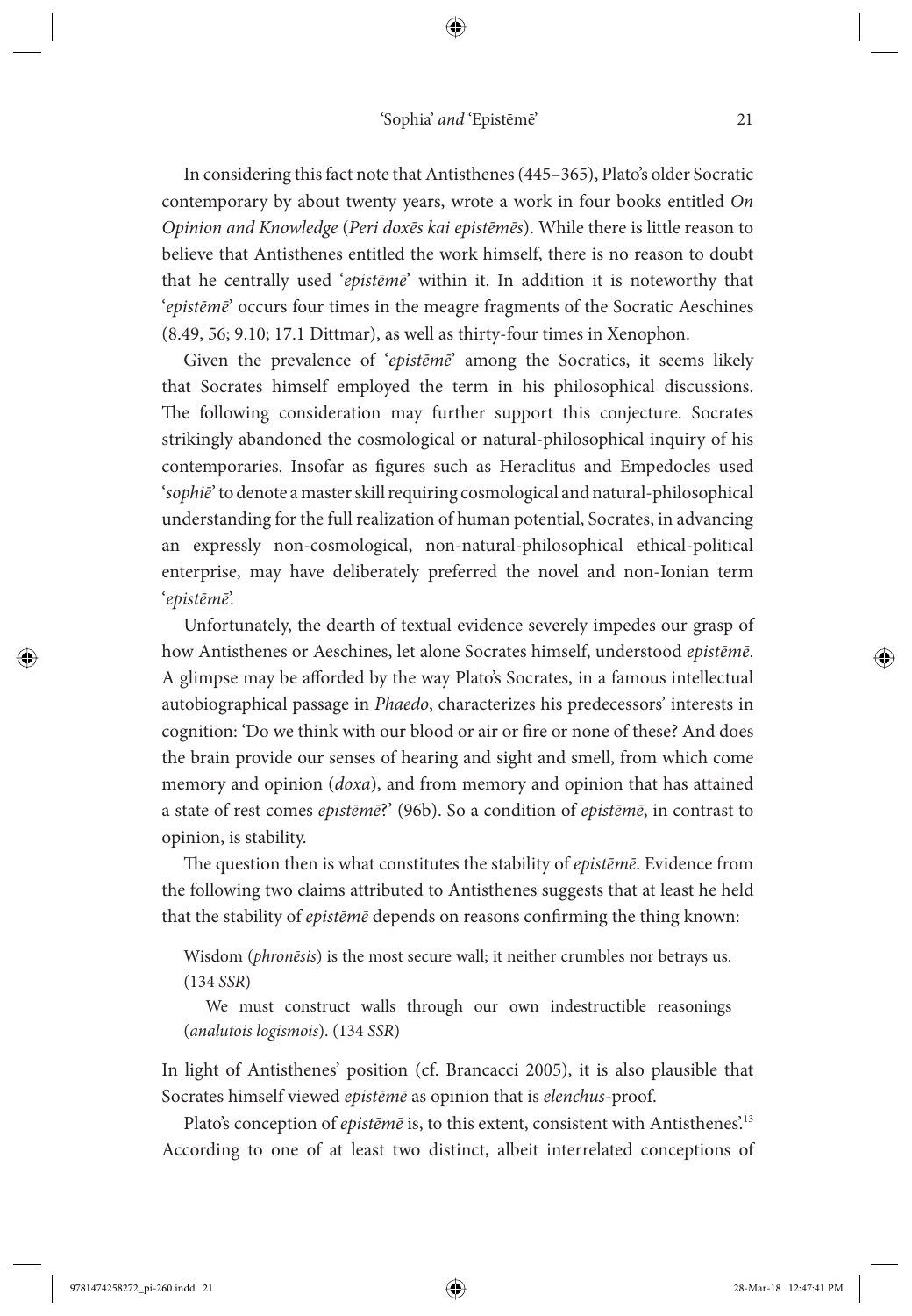In considering this fact note that Antisthenes (445–365), Plato's older Socratic contemporary by about twenty years, wrote a work in four books entitled *On Opinion and Knowledge* (*Peri doxēs kai epistēmēs*). While there is little reason to believe that Antisthenes entitled the work himself, there is no reason to doubt that he centrally used '*epistēmē*' within it. In addition it is noteworthy that '*epistēmē*' occurs four times in the meagre fragments of the Socratic Aeschines (8.49, 56; 9.10; 17.1 Dittmar), as well as thirty-four times in Xenophon.

Given the prevalence of '*epistēmē*' among the Socratics, it seems likely that Socrates himself employed the term in his philosophical discussions. The following consideration may further support this conjecture. Socrates strikingly abandoned the cosmological or natural-philosophical inquiry of his contemporaries. Insofar as figures such as Heraclitus and Empedocles used '*sophiē*' to denote a master skill requiring cosmological and natural-philosophical understanding for the full realization of human potential, Socrates, in advancing an expressly non-cosmological, non-natural-philosophical ethical-political enterprise, may have deliberately preferred the novel and non-Ionian term '*epistēmē*'.

Unfortunately, the dearth of textual evidence severely impedes our grasp of how Antisthenes or Aeschines, let alone Socrates himself, understood *epistēmē*. A glimpse may be afforded by the way Plato's Socrates, in a famous intellectual autobiographical passage in *Phaedo*, characterizes his predecessors' interests in cognition: 'Do we think with our blood or air or fire or none of these? And does the brain provide our senses of hearing and sight and smell, from which come memory and opinion (*doxa*), and from memory and opinion that has attained a state of rest comes *epistēmē*?' (96b). So a condition of *epistēmē*, in contrast to opinion, is stability.

The question then is what constitutes the stability of *epistēmē*. Evidence from the following two claims attributed to Antisthenes suggests that at least he held that the stability of *epistēmē* depends on reasons confirming the thing known:

> Wisdom (*phronēsis*) is the most secure wall; it neither crumbles nor betrays us. (134 *SSR*)
>
> We must construct walls through our own indestructible reasonings (*analutois logismois*). (134 *SSR*)

In light of Antisthenes' position (cf. Brancacci 2005), it is also plausible that Socrates himself viewed *epistēmē* as opinion that is *elenchus*-proof.

Plato's conception of *epistēmē* is, to this extent, consistent with Antisthenes'.[13] According to one of at least two distinct, albeit interrelated conceptions of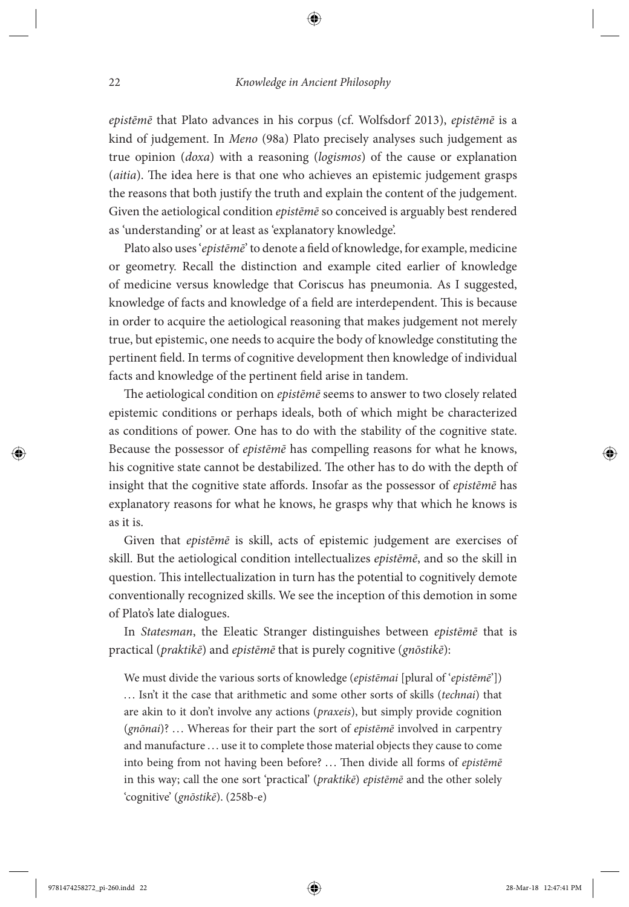*epistēmē* that Plato advances in his corpus (cf. Wolfsdorf 2013), *epistēmē* is a kind of judgement. In *Meno* (98a) Plato precisely analyses such judgement as true opinion (*doxa*) with a reasoning (*logismos*) of the cause or explanation (*aitia*). The idea here is that one who achieves an epistemic judgement grasps the reasons that both justify the truth and explain the content of the judgement. Given the aetiological condition *epistēmē* so conceived is arguably best rendered as 'understanding' or at least as 'explanatory knowledge'.

Plato also uses '*epistēmē*' to denote a field of knowledge, for example, medicine or geometry. Recall the distinction and example cited earlier of knowledge of medicine versus knowledge that Coriscus has pneumonia. As I suggested, knowledge of facts and knowledge of a field are interdependent. This is because in order to acquire the aetiological reasoning that makes judgement not merely true, but epistemic, one needs to acquire the body of knowledge constituting the pertinent field. In terms of cognitive development then knowledge of individual facts and knowledge of the pertinent field arise in tandem.

The aetiological condition on *epistēmē* seems to answer to two closely related epistemic conditions or perhaps ideals, both of which might be characterized as conditions of power. One has to do with the stability of the cognitive state. Because the possessor of *epistēmē* has compelling reasons for what he knows, his cognitive state cannot be destabilized. The other has to do with the depth of insight that the cognitive state affords. Insofar as the possessor of *epistēmē* has explanatory reasons for what he knows, he grasps why that which he knows is as it is.

Given that *epistēmē* is skill, acts of epistemic judgement are exercises of skill. But the aetiological condition intellectualizes *epistēmē*, and so the skill in question. This intellectualization in turn has the potential to cognitively demote conventionally recognized skills. We see the inception of this demotion in some of Plato's late dialogues.

In *Statesman*, the Eleatic Stranger distinguishes between *epistēmē* that is practical (*praktikē*) and *epistēmē* that is purely cognitive (*gnōstikē*):

> We must divide the various sorts of knowledge (*epistēmai* [plural of '*epistēmē*']) … Isn't it the case that arithmetic and some other sorts of skills (*technai*) that are akin to it don't involve any actions (*praxeis*), but simply provide cognition (*gnōnai*)? … Whereas for their part the sort of *epistēmē* involved in carpentry and manufacture … use it to complete those material objects they cause to come into being from not having been before? … Then divide all forms of *epistēmē* in this way; call the one sort 'practical' (*praktikē*) *epistēmē* and the other solely 'cognitive' (*gnōstikē*). (258b-e)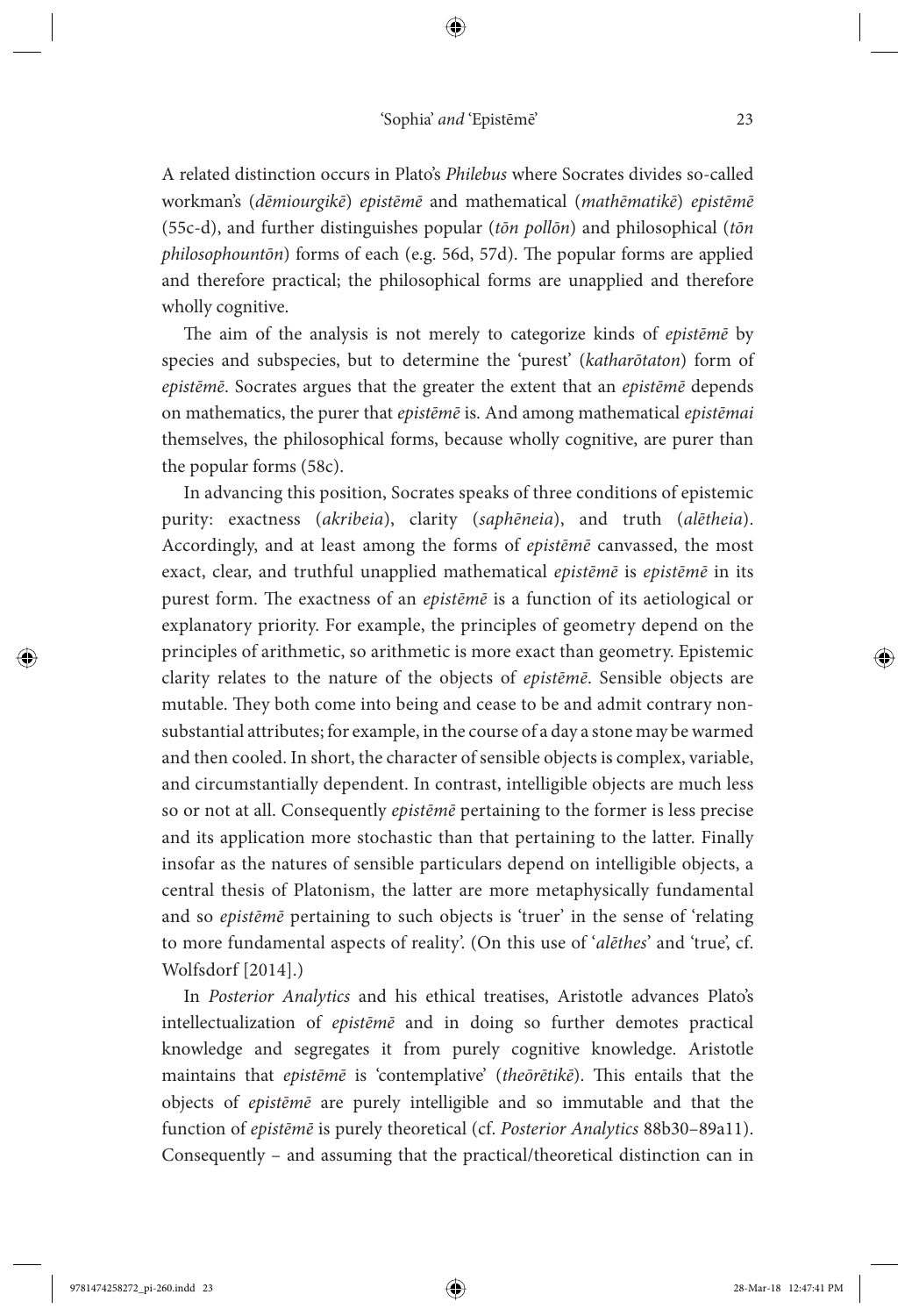A related distinction occurs in Plato's *Philebus* where Socrates divides so-called workman's (*dēmiourgikē*) *epistēmē* and mathematical (*mathēmatikē*) *epistēmē* (55c-d), and further distinguishes popular (*tōn pollōn*) and philosophical (*tōn philosophountōn*) forms of each (e.g. 56d, 57d). The popular forms are applied and therefore practical; the philosophical forms are unapplied and therefore wholly cognitive.

The aim of the analysis is not merely to categorize kinds of *epistēmē* by species and subspecies, but to determine the 'purest' (*katharōtaton*) form of *epistēmē*. Socrates argues that the greater the extent that an *epistēmē* depends on mathematics, the purer that *epistēmē* is. And among mathematical *epistēmai* themselves, the philosophical forms, because wholly cognitive, are purer than the popular forms (58c).

In advancing this position, Socrates speaks of three conditions of epistemic purity: exactness (*akribeia*), clarity (*saphēneia*), and truth (*alētheia*). Accordingly, and at least among the forms of *epistēmē* canvassed, the most exact, clear, and truthful unapplied mathematical *epistēmē* is *epistēmē* in its purest form. The exactness of an *epistēmē* is a function of its aetiological or explanatory priority. For example, the principles of geometry depend on the principles of arithmetic, so arithmetic is more exact than geometry. Epistemic clarity relates to the nature of the objects of *epistēmē*. Sensible objects are mutable. They both come into being and cease to be and admit contrary non-substantial attributes; for example, in the course of a day a stone may be warmed and then cooled. In short, the character of sensible objects is complex, variable, and circumstantially dependent. In contrast, intelligible objects are much less so or not at all. Consequently *epistēmē* pertaining to the former is less precise and its application more stochastic than that pertaining to the latter. Finally insofar as the natures of sensible particulars depend on intelligible objects, a central thesis of Platonism, the latter are more metaphysically fundamental and so *epistēmē* pertaining to such objects is 'truer' in the sense of 'relating to more fundamental aspects of reality'. (On this use of '*alēthes*' and 'true', cf. Wolfsdorf [2014].)

In *Posterior Analytics* and his ethical treatises, Aristotle advances Plato's intellectualization of *epistēmē* and in doing so further demotes practical knowledge and segregates it from purely cognitive knowledge. Aristotle maintains that *epistēmē* is 'contemplative' (*theōrētikē*). This entails that the objects of *epistēmē* are purely intelligible and so immutable and that the function of *epistēmē* is purely theoretical (cf. *Posterior Analytics* 88b30–89a11). Consequently – and assuming that the practical/theoretical distinction can in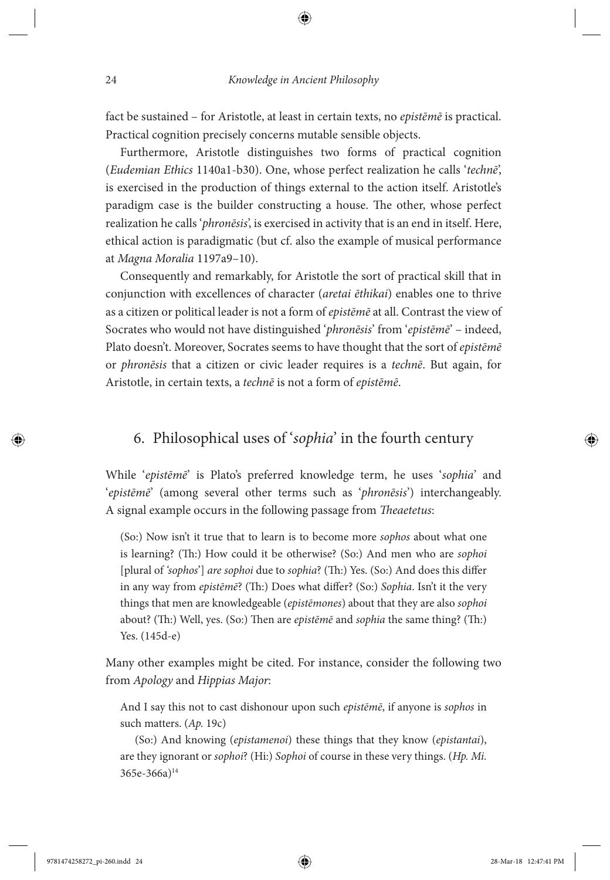fact be sustained – for Aristotle, at least in certain texts, no *epistēmē* is practical. Practical cognition precisely concerns mutable sensible objects.

Furthermore, Aristotle distinguishes two forms of practical cognition (*Eudemian Ethics* 1140a1-b30). One, whose perfect realization he calls '*technē*', is exercised in the production of things external to the action itself. Aristotle's paradigm case is the builder constructing a house. The other, whose perfect realization he calls '*phronēsis*', is exercised in activity that is an end in itself. Here, ethical action is paradigmatic (but cf. also the example of musical performance at *Magna Moralia* 1197a9–10).

Consequently and remarkably, for Aristotle the sort of practical skill that in conjunction with excellences of character (*aretai ēthikai*) enables one to thrive as a citizen or political leader is not a form of *epistēmē* at all. Contrast the view of Socrates who would not have distinguished '*phronēsis*' from '*epistēmē*' – indeed, Plato doesn't. Moreover, Socrates seems to have thought that the sort of *epistēmē* or *phronēsis* that a citizen or civic leader requires is a *technē*. But again, for Aristotle, in certain texts, a *technē* is not a form of *epistēmē*.

## 6. Philosophical uses of '*sophia*' in the fourth century

While '*epistēmē*' is Plato's preferred knowledge term, he uses '*sophia*' and '*epistēmē*' (among several other terms such as '*phronēsis*') interchangeably. A signal example occurs in the following passage from *Theaetetus*:

> (So:) Now isn't it true that to learn is to become more *sophos* about what one is learning? (Th:) How could it be otherwise? (So:) And men who are *sophoi* [plural of '*sophos*'] *are sophoi* due to *sophia*? (Th:) Yes. (So:) And does this differ in any way from *epistēmē*? (Th:) Does what differ? (So:) *Sophia*. Isn't it the very things that men are knowledgeable (*epistēmones*) about that they are also *sophoi* about? (Th:) Well, yes. (So:) Then are *epistēmē* and *sophia* the same thing? (Th:) Yes. (145d-e)

Many other examples might be cited. For instance, consider the following two from *Apology* and *Hippias Major*:

> And I say this not to cast dishonour upon such *epistēmē*, if anyone is *sophos* in such matters. (*Ap.* 19c)
>
> (So:) And knowing (*epistamenoi*) these things that they know (*epistantai*), are they ignorant or *sophoi*? (Hi:) *Sophoi* of course in these very things. (*Hp. Mi.* 365e-366a)[14]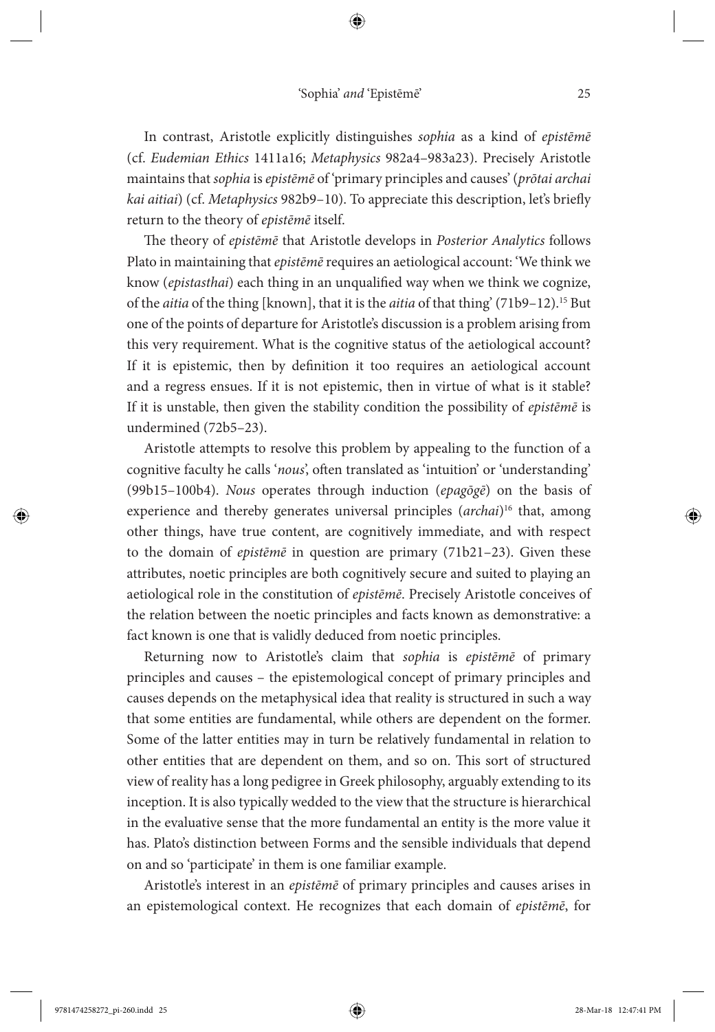In contrast, Aristotle explicitly distinguishes *sophia* as a kind of *epistēmē* (cf. *Eudemian Ethics* 1411a16; *Metaphysics* 982a4–983a23). Precisely Aristotle maintains that *sophia* is *epistēmē* of 'primary principles and causes' (*prōtai archai kai aitiai*) (cf. *Metaphysics* 982b9–10). To appreciate this description, let's briefly return to the theory of *epistēmē* itself.

The theory of *epistēmē* that Aristotle develops in *Posterior Analytics* follows Plato in maintaining that *epistēmē* requires an aetiological account: 'We think we know (*epistasthai*) each thing in an unqualified way when we think we cognize, of the *aitia* of the thing [known], that it is the *aitia* of that thing' (71b9–12).[15] But one of the points of departure for Aristotle's discussion is a problem arising from this very requirement. What is the cognitive status of the aetiological account? If it is epistemic, then by definition it too requires an aetiological account and a regress ensues. If it is not epistemic, then in virtue of what is it stable? If it is unstable, then given the stability condition the possibility of *epistēmē* is undermined (72b5–23).

Aristotle attempts to resolve this problem by appealing to the function of a cognitive faculty he calls '*nous*', often translated as 'intuition' or 'understanding' (99b15–100b4). *Nous* operates through induction (*epagōgē*) on the basis of experience and thereby generates universal principles (*archai*)[16] that, among other things, have true content, are cognitively immediate, and with respect to the domain of *epistēmē* in question are primary (71b21–23). Given these attributes, noetic principles are both cognitively secure and suited to playing an aetiological role in the constitution of *epistēmē*. Precisely Aristotle conceives of the relation between the noetic principles and facts known as demonstrative: a fact known is one that is validly deduced from noetic principles.

Returning now to Aristotle's claim that *sophia* is *epistēmē* of primary principles and causes – the epistemological concept of primary principles and causes depends on the metaphysical idea that reality is structured in such a way that some entities are fundamental, while others are dependent on the former. Some of the latter entities may in turn be relatively fundamental in relation to other entities that are dependent on them, and so on. This sort of structured view of reality has a long pedigree in Greek philosophy, arguably extending to its inception. It is also typically wedded to the view that the structure is hierarchical in the evaluative sense that the more fundamental an entity is the more value it has. Plato's distinction between Forms and the sensible individuals that depend on and so 'participate' in them is one familiar example.

Aristotle's interest in an *epistēmē* of primary principles and causes arises in an epistemological context. He recognizes that each domain of *epistēmē*, for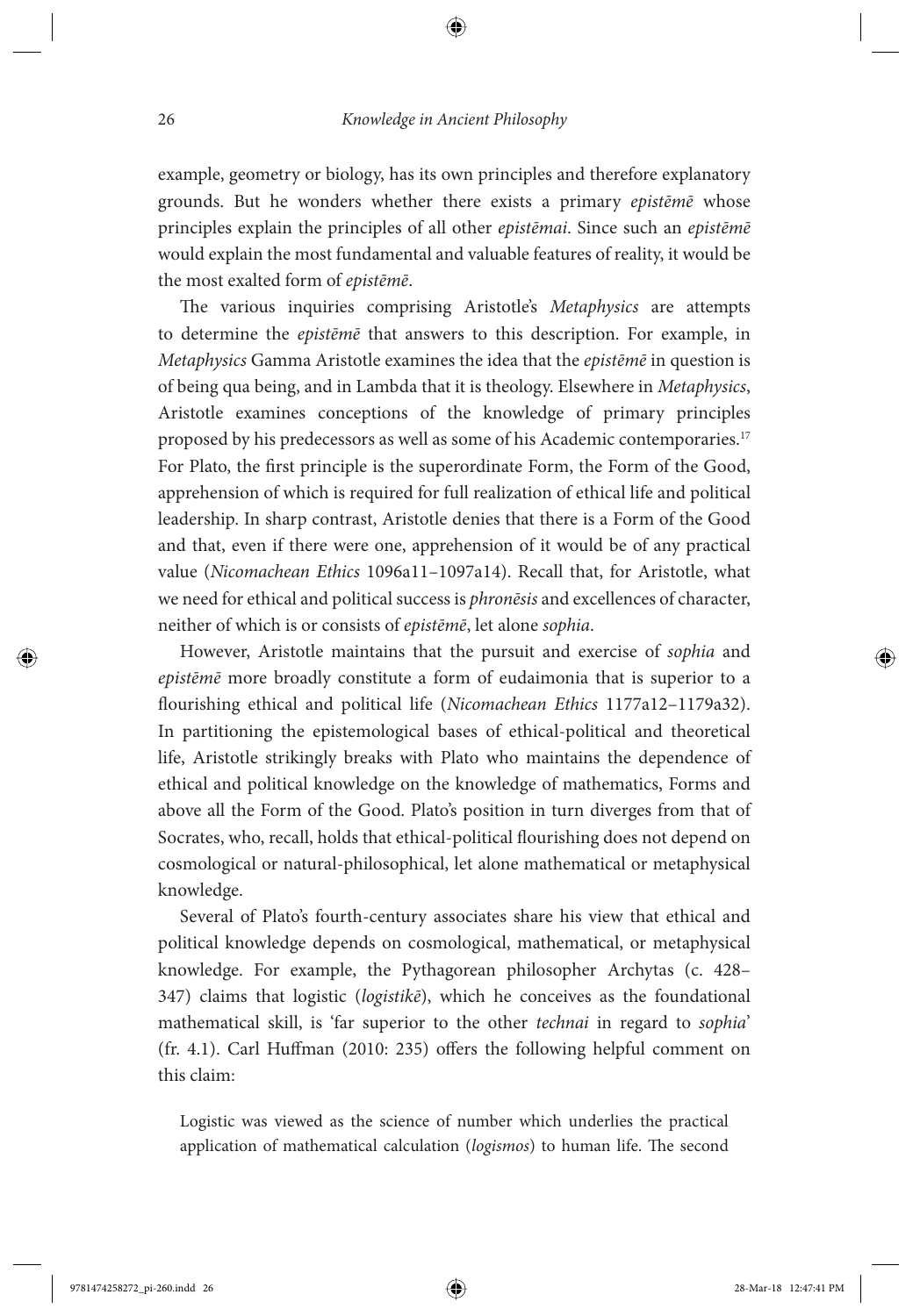example, geometry or biology, has its own principles and therefore explanatory grounds. But he wonders whether there exists a primary *epistēmē* whose principles explain the principles of all other *epistēmai*. Since such an *epistēmē* would explain the most fundamental and valuable features of reality, it would be the most exalted form of *epistēmē*.

The various inquiries comprising Aristotle's *Metaphysics* are attempts to determine the *epistēmē* that answers to this description. For example, in *Metaphysics* Gamma Aristotle examines the idea that the *epistēmē* in question is of being qua being, and in Lambda that it is theology. Elsewhere in *Metaphysics*, Aristotle examines conceptions of the knowledge of primary principles proposed by his predecessors as well as some of his Academic contemporaries.[17] For Plato, the first principle is the superordinate Form, the Form of the Good, apprehension of which is required for full realization of ethical life and political leadership. In sharp contrast, Aristotle denies that there is a Form of the Good and that, even if there were one, apprehension of it would be of any practical value (*Nicomachean Ethics* 1096a11–1097a14). Recall that, for Aristotle, what we need for ethical and political success is *phronēsis* and excellences of character, neither of which is or consists of *epistēmē*, let alone *sophia*.

However, Aristotle maintains that the pursuit and exercise of *sophia* and *epistēmē* more broadly constitute a form of eudaimonia that is superior to a flourishing ethical and political life (*Nicomachean Ethics* 1177a12–1179a32). In partitioning the epistemological bases of ethical-political and theoretical life, Aristotle strikingly breaks with Plato who maintains the dependence of ethical and political knowledge on the knowledge of mathematics, Forms and above all the Form of the Good. Plato's position in turn diverges from that of Socrates, who, recall, holds that ethical-political flourishing does not depend on cosmological or natural-philosophical, let alone mathematical or metaphysical knowledge.

Several of Plato's fourth-century associates share his view that ethical and political knowledge depends on cosmological, mathematical, or metaphysical knowledge. For example, the Pythagorean philosopher Archytas (c. 428–347) claims that logistic (*logistikē*), which he conceives as the foundational mathematical skill, is 'far superior to the other *technai* in regard to *sophia*' (fr. 4.1). Carl Huffman (2010: 235) offers the following helpful comment on this claim:

> Logistic was viewed as the science of number which underlies the practical application of mathematical calculation (*logismos*) to human life. The second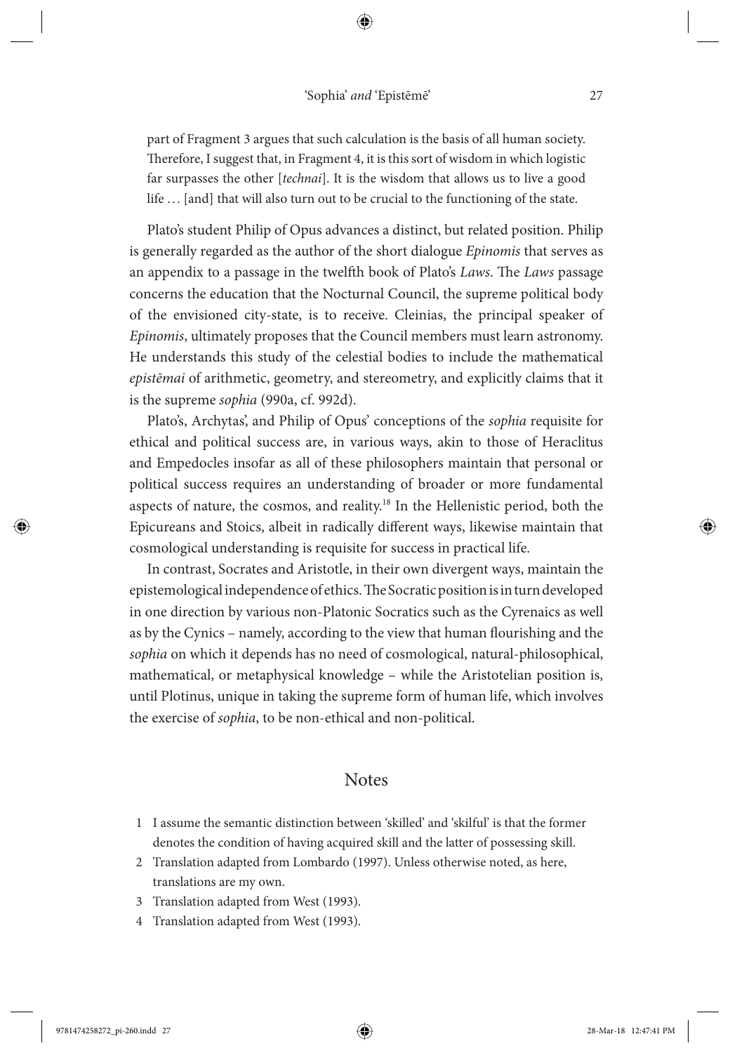part of Fragment 3 argues that such calculation is the basis of all human society. Therefore, I suggest that, in Fragment 4, it is this sort of wisdom in which logistic far surpasses the other [*technai*]. It is the wisdom that allows us to live a good life … [and] that will also turn out to be crucial to the functioning of the state.

Plato's student Philip of Opus advances a distinct, but related position. Philip is generally regarded as the author of the short dialogue *Epinomis* that serves as an appendix to a passage in the twelfth book of Plato's *Laws*. The *Laws* passage concerns the education that the Nocturnal Council, the supreme political body of the envisioned city-state, is to receive. Cleinias, the principal speaker of *Epinomis*, ultimately proposes that the Council members must learn astronomy. He understands this study of the celestial bodies to include the mathematical *epistēmai* of arithmetic, geometry, and stereometry, and explicitly claims that it is the supreme *sophia* (990a, cf. 992d).

Plato's, Archytas', and Philip of Opus' conceptions of the *sophia* requisite for ethical and political success are, in various ways, akin to those of Heraclitus and Empedocles insofar as all of these philosophers maintain that personal or political success requires an understanding of broader or more fundamental aspects of nature, the cosmos, and reality.[18] In the Hellenistic period, both the Epicureans and Stoics, albeit in radically different ways, likewise maintain that cosmological understanding is requisite for success in practical life.

In contrast, Socrates and Aristotle, in their own divergent ways, maintain the epistemological independence of ethics. The Socratic position is in turn developed in one direction by various non-Platonic Socratics such as the Cyrenaics as well as by the Cynics – namely, according to the view that human flourishing and the *sophia* on which it depends has no need of cosmological, natural-philosophical, mathematical, or metaphysical knowledge – while the Aristotelian position is, until Plotinus, unique in taking the supreme form of human life, which involves the exercise of *sophia*, to be non-ethical and non-political.

## Notes

1 I assume the semantic distinction between 'skilled' and 'skilful' is that the former denotes the condition of having acquired skill and the latter of possessing skill.

2 Translation adapted from Lombardo (1997). Unless otherwise noted, as here, translations are my own.

3 Translation adapted from West (1993).

4 Translation adapted from West (1993).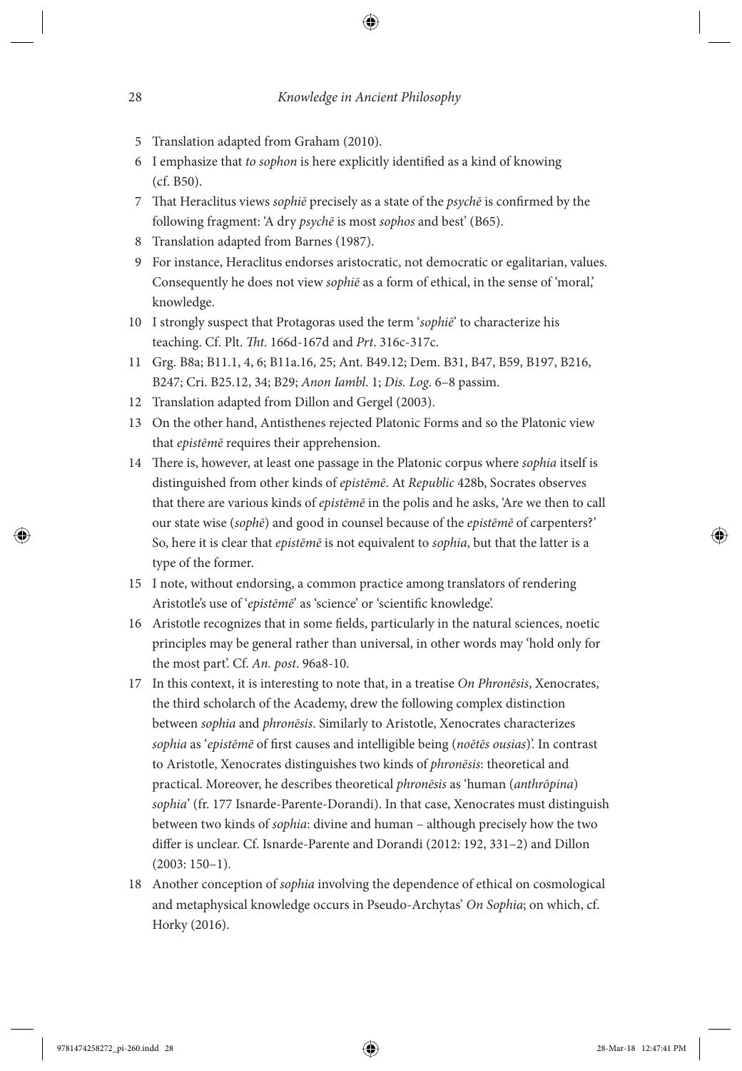5 Translation adapted from Graham (2010).

6 I emphasize that *to sophon* is here explicitly identified as a kind of knowing (cf. B50).

7 That Heraclitus views *sophiē* precisely as a state of the *psychē* is confirmed by the following fragment: 'A dry *psychē* is most *sophos* and best' (B65).

8 Translation adapted from Barnes (1987).

9 For instance, Heraclitus endorses aristocratic, not democratic or egalitarian, values. Consequently he does not view *sophiē* as a form of ethical, in the sense of 'moral,' knowledge.

10 I strongly suspect that Protagoras used the term '*sophiē*' to characterize his teaching. Cf. Plt. *Tht.* 166d-167d and *Prt*. 316c-317c.

11 Grg. B8a; B11.1, 4, 6; B11a.16, 25; Ant. B49.12; Dem. B31, B47, B59, B197, B216, B247; Cri. B25.12, 34; B29; *Anon Iambl.* 1; *Dis. Log*. 6–8 passim.

12 Translation adapted from Dillon and Gergel (2003).

13 On the other hand, Antisthenes rejected Platonic Forms and so the Platonic view that *epistēmē* requires their apprehension.

14 There is, however, at least one passage in the Platonic corpus where *sophia* itself is distinguished from other kinds of *epistēmē*. At *Republic* 428b, Socrates observes that there are various kinds of *epistēmē* in the polis and he asks, 'Are we then to call our state wise (*sophē*) and good in counsel because of the *epistēmē* of carpenters?' So, here it is clear that *epistēmē* is not equivalent to *sophia*, but that the latter is a type of the former.

15 I note, without endorsing, a common practice among translators of rendering Aristotle's use of '*epistēmē*' as 'science' or 'scientific knowledge'.

16 Aristotle recognizes that in some fields, particularly in the natural sciences, noetic principles may be general rather than universal, in other words may 'hold only for the most part'. Cf. *An. post*. 96a8-10.

17 In this context, it is interesting to note that, in a treatise *On Phronēsis*, Xenocrates, the third scholarch of the Academy, drew the following complex distinction between *sophia* and *phronēsis*. Similarly to Aristotle, Xenocrates characterizes *sophia* as '*epistēmē* of first causes and intelligible being (*noētēs ousias*)'. In contrast to Aristotle, Xenocrates distinguishes two kinds of *phronēsis*: theoretical and practical. Moreover, he describes theoretical *phronēsis* as 'human (*anthrōpina*) *sophia*' (fr. 177 Isnarde-Parente-Dorandi). In that case, Xenocrates must distinguish between two kinds of *sophia*: divine and human – although precisely how the two differ is unclear. Cf. Isnarde-Parente and Dorandi (2012: 192, 331–2) and Dillon (2003: 150–1).

18 Another conception of *sophia* involving the dependence of ethical on cosmological and metaphysical knowledge occurs in Pseudo-Archytas' *On Sophia*; on which, cf. Horky (2016).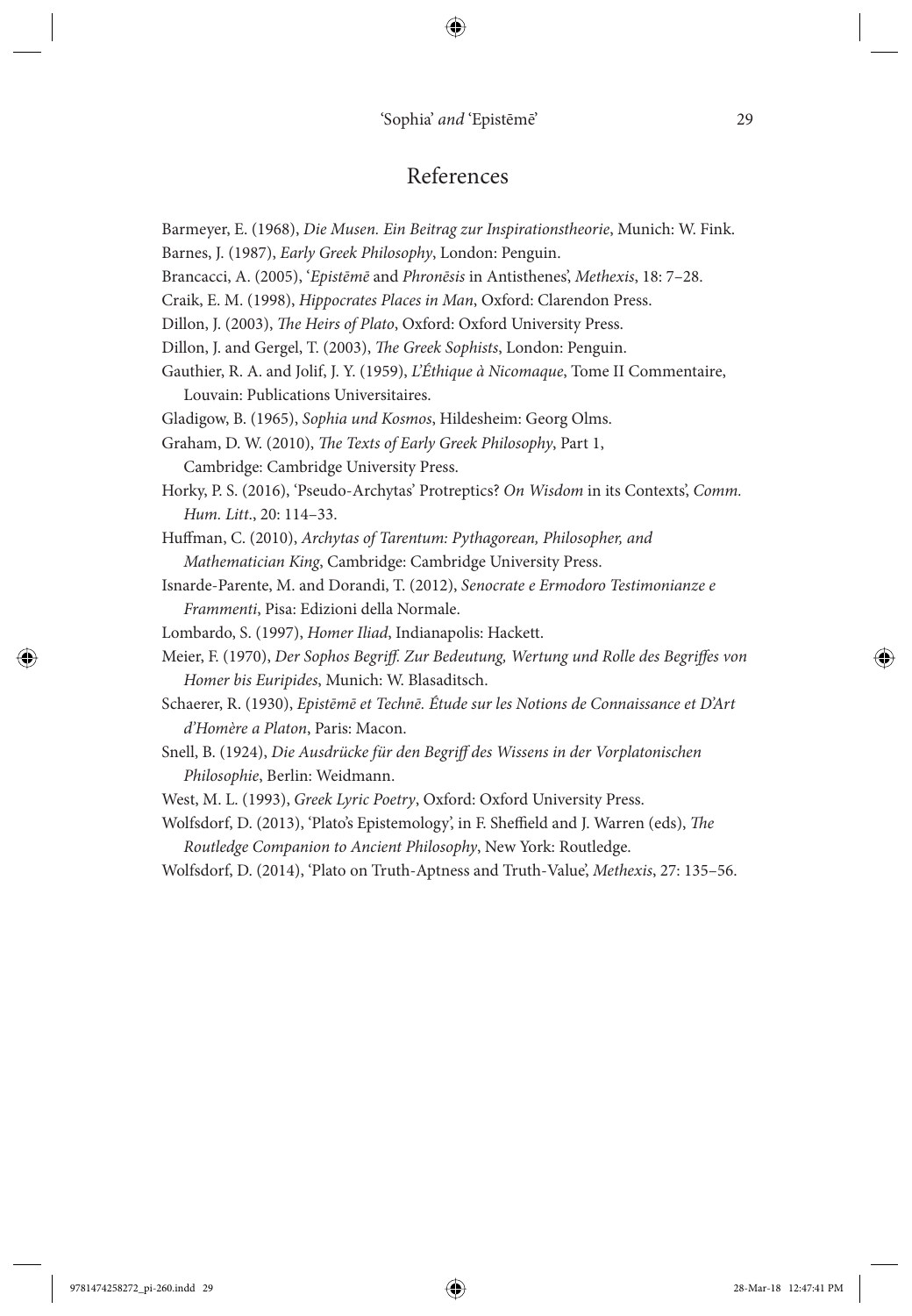## References

Barmeyer, E. (1968), *Die Musen. Ein Beitrag zur Inspirationstheorie*, Munich: W. Fink.

Barnes, J. (1987), *Early Greek Philosophy*, London: Penguin.

Brancacci, A. (2005), '*Epistēmē* and *Phronēsis* in Antisthenes', *Methexis*, 18: 7–28.

Craik, E. M. (1998), *Hippocrates Places in Man*, Oxford: Clarendon Press.

Dillon, J. (2003), *The Heirs of Plato*, Oxford: Oxford University Press.

Dillon, J. and Gergel, T. (2003), *The Greek Sophists*, London: Penguin.

Gauthier, R. A. and Jolif, J. Y. (1959), *L'Éthique à Nicomaque*, Tome II Commentaire, Louvain: Publications Universitaires.

Gladigow, B. (1965), *Sophia und Kosmos*, Hildesheim: Georg Olms.

Graham, D. W. (2010), *The Texts of Early Greek Philosophy*, Part 1, Cambridge: Cambridge University Press.

Horky, P. S. (2016), 'Pseudo-Archytas' Protreptics? *On Wisdom* in its Contexts', *Comm. Hum. Litt.*, 20: 114–33.

Huffman, C. (2010), *Archytas of Tarentum: Pythagorean, Philosopher, and Mathematician King*, Cambridge: Cambridge University Press.

Isnarde-Parente, M. and Dorandi, T. (2012), *Senocrate e Ermodoro Testimonianze e Frammenti*, Pisa: Edizioni della Normale.

Lombardo, S. (1997), *Homer Iliad*, Indianapolis: Hackett.

Meier, F. (1970), *Der Sophos Begriff. Zur Bedeutung, Wertung und Rolle des Begriffes von Homer bis Euripides*, Munich: W. Blasaditsch.

Schaerer, R. (1930), *Epistēmē et Technē. Étude sur les Notions de Connaissance et D'Art d'Homère a Platon*, Paris: Macon.

Snell, B. (1924), *Die Ausdrücke für den Begriff des Wissens in der Vorplatonischen Philosophie*, Berlin: Weidmann.

West, M. L. (1993), *Greek Lyric Poetry*, Oxford: Oxford University Press.

Wolfsdorf, D. (2013), 'Plato's Epistemology', in F. Sheffield and J. Warren (eds), *The Routledge Companion to Ancient Philosophy*, New York: Routledge.

Wolfsdorf, D. (2014), 'Plato on Truth-Aptness and Truth-Value', *Methexis*, 27: 135–56.